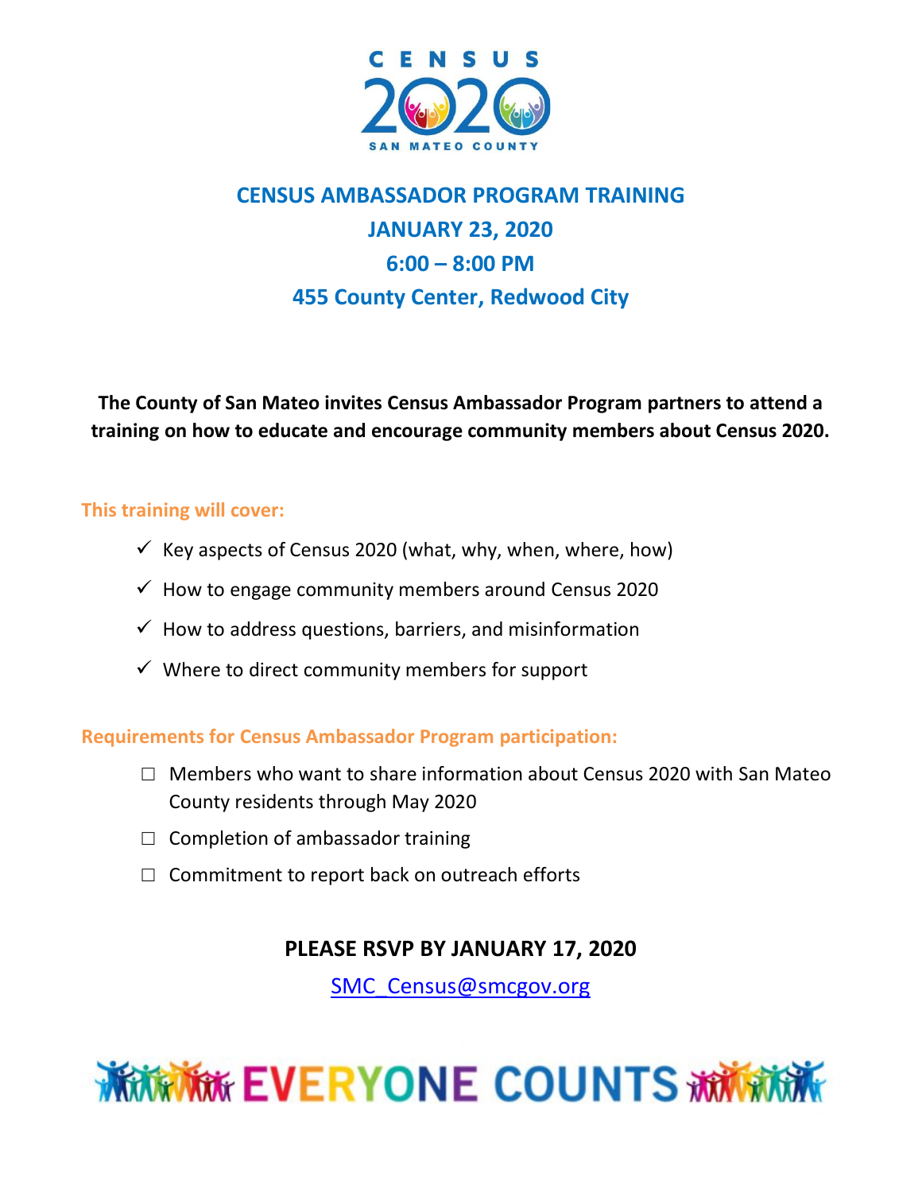CENSUS 2020

SAN MATEO COUNTY

# CENSUS AMBASSADOR PROGRAM TRAINING

## JANUARY 23, 2020

## 6:00 – 8:00 PM

## 455 County Center, Redwood City

**The County of San Mateo invites Census Ambassador Program partners to attend a training on how to educate and encourage community members about Census 2020.**

### This training will cover:

- ✓ Key aspects of Census 2020 (what, why, when, where, how)
- ✓ How to engage community members around Census 2020
- ✓ How to address questions, barriers, and misinformation
- ✓ Where to direct community members for support

### Requirements for Census Ambassador Program participation:

- ☐ Members who want to share information about Census 2020 with San Mateo County residents through May 2020
- ☐ Completion of ambassador training
- ☐ Commitment to report back on outreach efforts

**PLEASE RSVP BY JANUARY 17, 2020**

SMC_Census@smcgov.org

EVERYONE COUNTS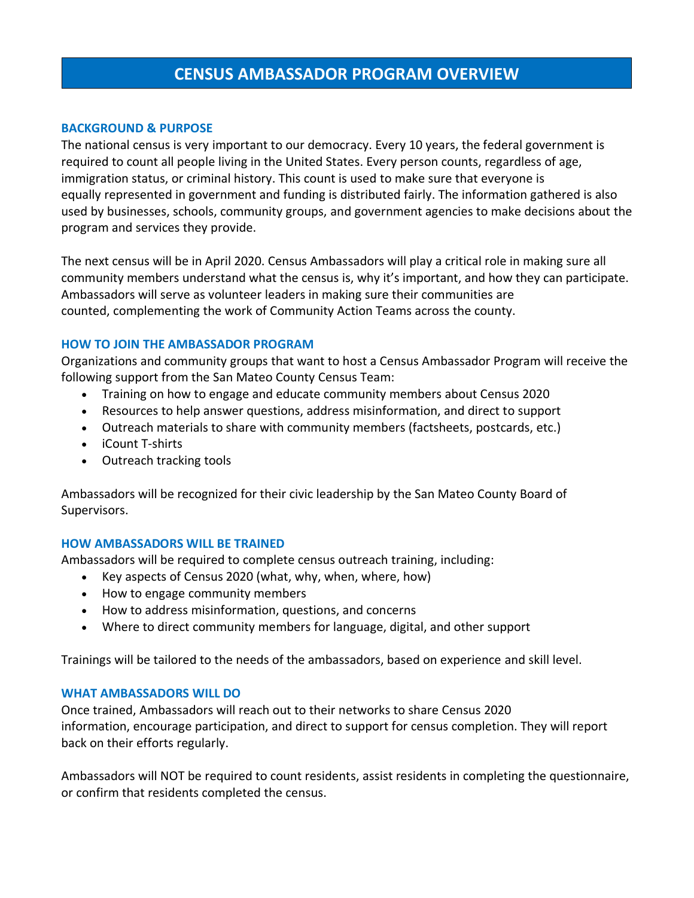# CENSUS AMBASSADOR PROGRAM OVERVIEW

## BACKGROUND & PURPOSE

The national census is very important to our democracy. Every 10 years, the federal government is required to count all people living in the United States. Every person counts, regardless of age, immigration status, or criminal history. This count is used to make sure that everyone is equally represented in government and funding is distributed fairly. The information gathered is also used by businesses, schools, community groups, and government agencies to make decisions about the program and services they provide.

The next census will be in April 2020. Census Ambassadors will play a critical role in making sure all community members understand what the census is, why it's important, and how they can participate. Ambassadors will serve as volunteer leaders in making sure their communities are counted, complementing the work of Community Action Teams across the county.

## HOW TO JOIN THE AMBASSADOR PROGRAM

Organizations and community groups that want to host a Census Ambassador Program will receive the following support from the San Mateo County Census Team:

- Training on how to engage and educate community members about Census 2020
- Resources to help answer questions, address misinformation, and direct to support
- Outreach materials to share with community members (factsheets, postcards, etc.)
- iCount T-shirts
- Outreach tracking tools

Ambassadors will be recognized for their civic leadership by the San Mateo County Board of Supervisors.

## HOW AMBASSADORS WILL BE TRAINED

Ambassadors will be required to complete census outreach training, including:

- Key aspects of Census 2020 (what, why, when, where, how)
- How to engage community members
- How to address misinformation, questions, and concerns
- Where to direct community members for language, digital, and other support

Trainings will be tailored to the needs of the ambassadors, based on experience and skill level.

## WHAT AMBASSADORS WILL DO

Once trained, Ambassadors will reach out to their networks to share Census 2020 information, encourage participation, and direct to support for census completion. They will report back on their efforts regularly.

Ambassadors will NOT be required to count residents, assist residents in completing the questionnaire, or confirm that residents completed the census.